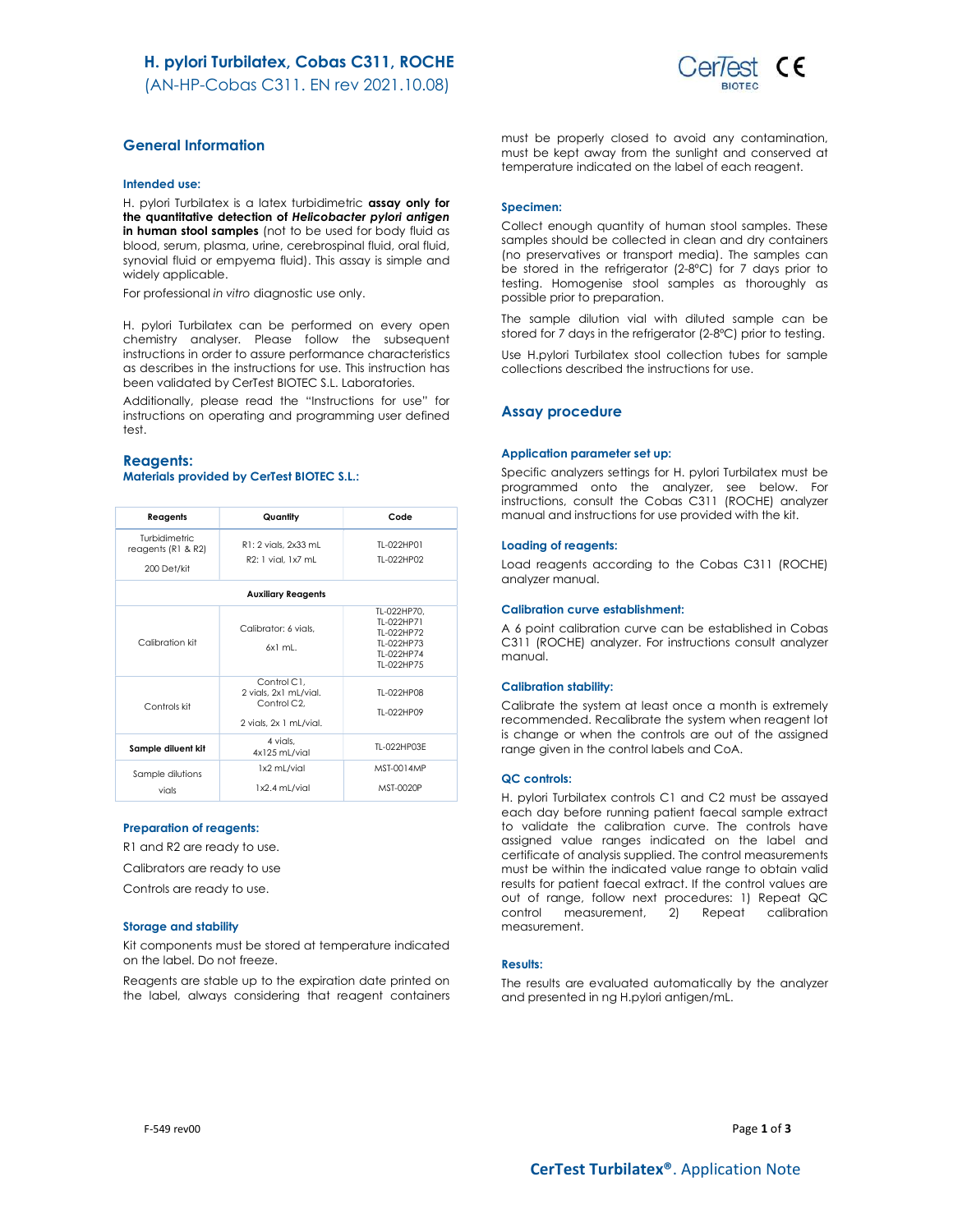# H. pylori Turbilatex, Cobas C311, ROCHE

(AN-HP-Cobas C311. EN rev 2021.10.08)

## General Information

### Intended use:

H. pylori Turbilatex is a latex turbidimetric **assay only for the quantitative detection of *Helicobacter pylori antigen* in human stool samples** (not to be used for body fluid as blood, serum, plasma, urine, cerebrospinal fluid, oral fluid, synovial fluid or empyema fluid). This assay is simple and widely applicable.

For professional *in vitro* diagnostic use only.

H. pylori Turbilatex can be performed on every open chemistry analyser. Please follow the subsequent instructions in order to assure performance characteristics as describes in the instructions for use. This instruction has been validated by CerTest BIOTEC S.L. Laboratories.

Additionally, please read the "Instructions for use" for instructions on operating and programming user defined test.

## Reagents:

### Materials provided by CerTest BIOTEC S.L.:

| Reagents | Quantity | Code |
|---|---|---|
| Turbidimetric reagents (R1 & R2) 200 Det/kit | R1: 2 vials, 2x33 mL<br>R2: 1 vial, 1x7 mL | TL-022HP01<br>TL-022HP02 |
| **Auxiliary Reagents** | | |
| Calibration kit | Calibrator: 6 vials, 6x1 mL. | TL-022HP70, TL-022HP71, TL-022HP72, TL-022HP73, TL-022HP74, TL-022HP75 |
| Controls kit | Control C1, 2 vials, 2x1 mL/vial. Control C2, 2 vials, 2x 1 mL/vial. | TL-022HP08<br>TL-022HP09 |
| **Sample diluent kit** | 4 vials, 4x125 mL/vial | TL-022HP03E |
| Sample dilutions vials | 1x2 mL/vial<br>1x2.4 mL/vial | MST-0014MP<br>MST-0020P |

### Preparation of reagents:

R1 and R2 are ready to use.

Calibrators are ready to use

Controls are ready to use.

### Storage and stability

Kit components must be stored at temperature indicated on the label. Do not freeze.

Reagents are stable up to the expiration date printed on the label, always considering that reagent containers must be properly closed to avoid any contamination, must be kept away from the sunlight and conserved at temperature indicated on the label of each reagent.

### Specimen:

Collect enough quantity of human stool samples. These samples should be collected in clean and dry containers (no preservatives or transport media). The samples can be stored in the refrigerator (2-8ºC) for 7 days prior to testing. Homogenise stool samples as thoroughly as possible prior to preparation.

The sample dilution vial with diluted sample can be stored for 7 days in the refrigerator (2-8ºC) prior to testing.

Use H.pylori Turbilatex stool collection tubes for sample collections described the instructions for use.

## Assay procedure

### Application parameter set up:

Specific analyzers settings for H. pylori Turbilatex must be programmed onto the analyzer, see below. For instructions, consult the Cobas C311 (ROCHE) analyzer manual and instructions for use provided with the kit.

### Loading of reagents:

Load reagents according to the Cobas C311 (ROCHE) analyzer manual.

### Calibration curve establishment:

A 6 point calibration curve can be established in Cobas C311 (ROCHE) analyzer. For instructions consult analyzer manual.

### Calibration stability:

Calibrate the system at least once a month is extremely recommended. Recalibrate the system when reagent lot is change or when the controls are out of the assigned range given in the control labels and CoA.

### QC controls:

H. pylori Turbilatex controls C1 and C2 must be assayed each day before running patient faecal sample extract to validate the calibration curve. The controls have assigned value ranges indicated on the label and certificate of analysis supplied. The control measurements must be within the indicated value range to obtain valid results for patient faecal extract. If the control values are out of range, follow next procedures: 1) Repeat QC control measurement, 2) Repeat calibration measurement.

### Results:

The results are evaluated automatically by the analyzer and presented in ng H.pylori antigen/mL.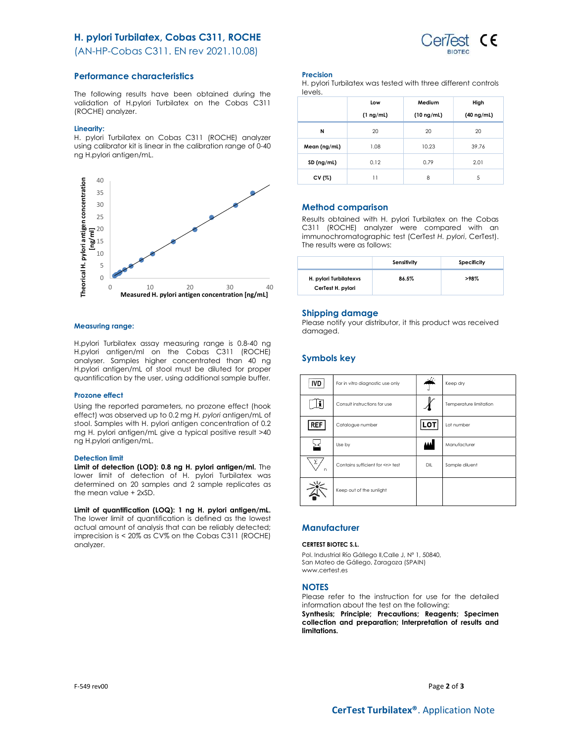# H. pylori Turbilatex, Cobas C311, ROCHE

(AN-HP-Cobas C311. EN rev 2021.10.08)

## Performance characteristics

The following results have been obtained during the validation of H.pylori Turbilatex on the Cobas C311 (ROCHE) analyzer.

### Linearity:

H. pylori Turbilatex on Cobas C311 (ROCHE) analyzer using calibrator kit is linear in the calibration range of 0-40 ng H.pylori antigen/mL.

### Measuring range:

H.pylori Turbilatex assay measuring range is 0.8-40 ng H.pylori antigen/ml on the Cobas C311 (ROCHE) analyser. Samples higher concentrated than 40 ng H.pylori antigen/mL of stool must be diluted for proper quantification by the user, using additional sample buffer.

### Prozone effect

Using the reported parameters, no prozone effect (hook effect) was observed up to 0.2 mg *H. pylori* antigen/mL of stool. Samples with H. pylori antigen concentration of 0.2 mg H. pylori antigen/mL give a typical positive result >40 ng H.pylori antigen/mL.

### Detection limit

**Limit of detection (LOD): 0.8 ng H. pylori antigen/ml.** The lower limit of detection of H. pylori Turbilatex was determined on 20 samples and 2 sample replicates as the mean value + 2xSD.

**Limit of quantification (LOQ): 1 ng H. pylori antigen/mL.** The lower limit of quantification is defined as the lowest actual amount of analysis that can be reliably detected; imprecision is < 20% as CV% on the Cobas C311 (ROCHE) analyzer.

### Precision

H. pylori Turbilatex was tested with three different controls levels.

| | Low (1 ng/mL) | Medium (10 ng/mL) | High (40 ng/mL) |
|---|---|---|---|
| N | 20 | 20 | 20 |
| Mean (ng/mL) | 1.08 | 10.23 | 39.76 |
| SD (ng/mL) | 0.12 | 0.79 | 2.01 |
| CV (%) | 11 | 8 | 5 |

## Method comparison

Results obtained with H. pylori Turbilatex on the Cobas C311 (ROCHE) analyzer were compared with an immunochromatographic test (CerTest *H. pylori*, CerTest). The results were as follows:

| | Sensitivity | Specificity |
|---|---|---|
| H. pylori Turbilatexvs CerTest H. pylori | 86.5% | >98% |

## Shipping damage

Please notify your distributor, it this product was received damaged.

## Symbols key

| Symbol | Meaning | Symbol | Meaning |
|---|---|---|---|
| IVD | For in vitro diagnostic use only | | Keep dry |
| | Consult instructions for use | | Temperature limitation |
| REF | Catalogue number | LOT | Lot number |
| | Use by | | Manufacturer |
| | Contains sufficient for <n> test | DIL | Sample diluent |
| | Keep out of the sunlight | | |

## Manufacturer

**CERTEST BIOTEC S.L.**

Pol. Industrial Río Gállego II,Calle J, Nº 1, 50840,
San Mateo de Gállego, Zaragoza (SPAIN)
www.certest.es

## NOTES

Please refer to the instruction for use for the detailed information about the test on the following:
**Synthesis; Principle; Precautions; Reagents; Specimen collection and preparation; Interpretation of results and limitations.**

F-549 rev00

**CerTest Turbilatex®**. Application Note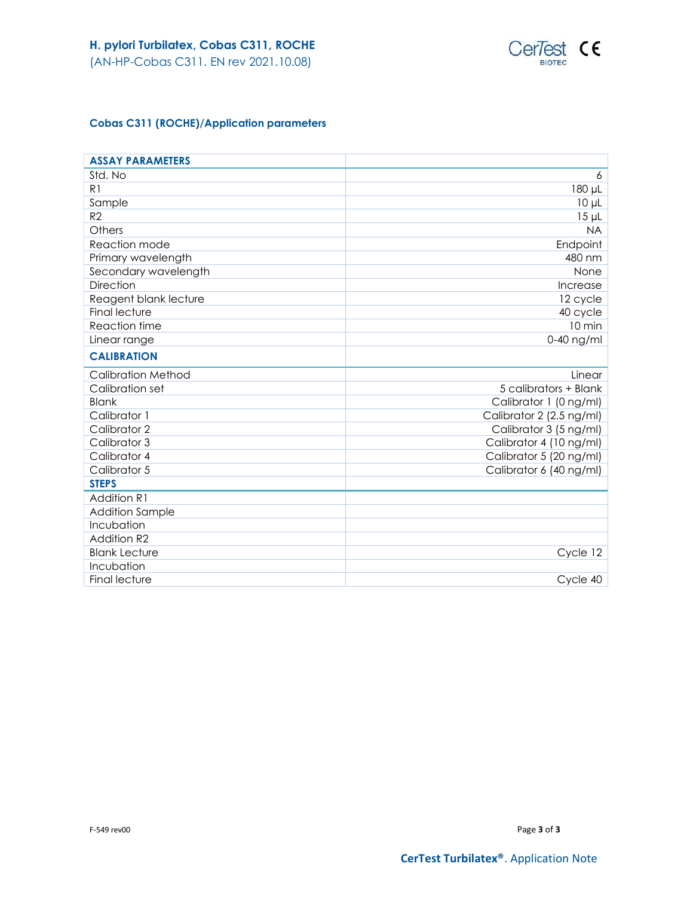## Cobas C311 (ROCHE)/Application parameters

| ASSAY PARAMETERS | |
|---|---|
| Std. No | 6 |
| R1 | 180 µL |
| Sample | 10 µL |
| R2 | 15 µL |
| Others | NA |
| Reaction mode | Endpoint |
| Primary wavelength | 480 nm |
| Secondary wavelength | None |
| Direction | Increase |
| Reagent blank lecture | 12 cycle |
| Final lecture | 40 cycle |
| Reaction time | 10 min |
| Linear range | 0-40 ng/ml |
| **CALIBRATION** | |
| Calibration Method | Linear |
| Calibration set | 5 calibrators + Blank |
| Blank | Calibrator 1 (0 ng/ml) |
| Calibrator 1 | Calibrator 2 (2.5 ng/ml) |
| Calibrator 2 | Calibrator 3 (5 ng/ml) |
| Calibrator 3 | Calibrator 4 (10 ng/ml) |
| Calibrator 4 | Calibrator 5 (20 ng/ml) |
| Calibrator 5 | Calibrator 6 (40 ng/ml) |
| **STEPS** | |
| Addition R1 | |
| Addition Sample | |
| Incubation | |
| Addition R2 | |
| Blank Lecture | Cycle 12 |
| Incubation | |
| Final lecture | Cycle 40 |